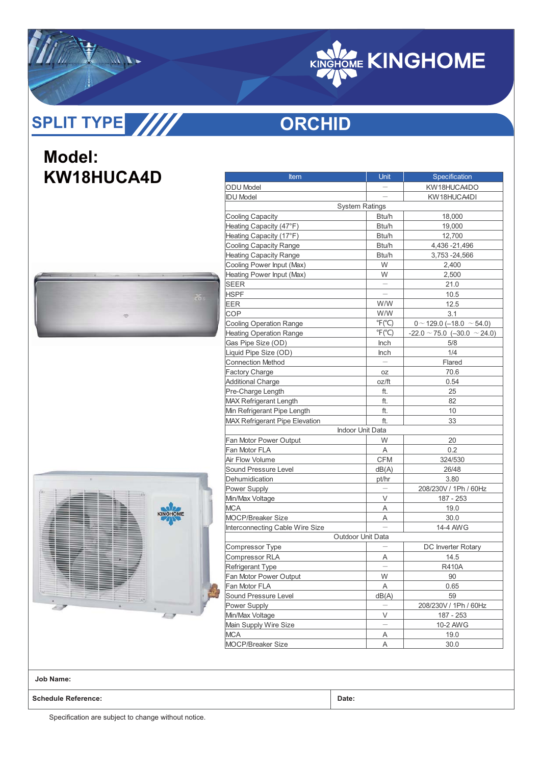# KINGHOME

## SPLIT TYPE

## ORCHID

# Model: KW18HUCA4D

| Item | Unit | Specification |
|---|---|---|
| ODU Model | — | KW18HUCA4DO |
| IDU Model | — | KW18HUCA4DI |
| System Ratings | | |
| Cooling Capacity | Btu/h | 18,000 |
| Heating Capacity (47°F) | Btu/h | 19,000 |
| Heating Capacity (17°F) | Btu/h | 12,700 |
| Cooling Capacity Range | Btu/h | 4,436 -21,496 |
| Heating Capacity Range | Btu/h | 3,753 -24,566 |
| Cooling Power Input (Max) | W | 2,400 |
| Heating Power Input (Max) | W | 2,500 |
| SEER | — | 21.0 |
| HSPF | — | 10.5 |
| EER | W/W | 12.5 |
| COP | W/W | 3.1 |
| Cooling Operation Range | °F(℃) | 0 ~ 129.0 (–18.0 ~ 54.0) |
| Heating Operation Range | °F(℃) | -22.0 ~ 75.0 (–30.0 ~ 24.0) |
| Gas Pipe Size (OD) | Inch | 5/8 |
| Liquid Pipe Size (OD) | Inch | 1/4 |
| Connection Method | — | Flared |
| Factory Charge | oz | 70.6 |
| Additional Charge | oz/ft | 0.54 |
| Pre-Charge Length | ft. | 25 |
| MAX Refrigerant Length | ft. | 82 |
| Min Refrigerant Pipe Length | ft. | 10 |
| MAX Refrigerant Pipe Elevation | ft. | 33 |
| Indoor Unit Data | | |
| Fan Motor Power Output | W | 20 |
| Fan Motor FLA | A | 0.2 |
| Air Flow Volume | CFM | 324/530 |
| Sound Pressure Level | dB(A) | 26/48 |
| Dehumidication | pt/hr | 3.80 |
| Power Supply | — | 208/230V / 1Ph / 60Hz |
| Min/Max Voltage | V | 187 - 253 |
| MCA | A | 19.0 |
| MOCP/Breaker Size | A | 30.0 |
| Interconnecting Cable Wire Size | — | 14-4 AWG |
| Outdoor Unit Data | | |
| Compressor Type | — | DC Inverter Rotary |
| Compressor RLA | A | 14.5 |
| Refrigerant Type | — | R410A |
| Fan Motor Power Output | W | 90 |
| Fan Motor FLA | A | 0.65 |
| Sound Pressure Level | dB(A) | 59 |
| Power Supply | — | 208/230V / 1Ph / 60Hz |
| Min/Max Voltage | V | 187 - 253 |
| Main Supply Wire Size | — | 10-2 AWG |
| MCA | A | 19.0 |
| MOCP/Breaker Size | A | 30.0 |

**Job Name:**

**Schedule Reference:** | **Date:**

Specification are subject to change without notice.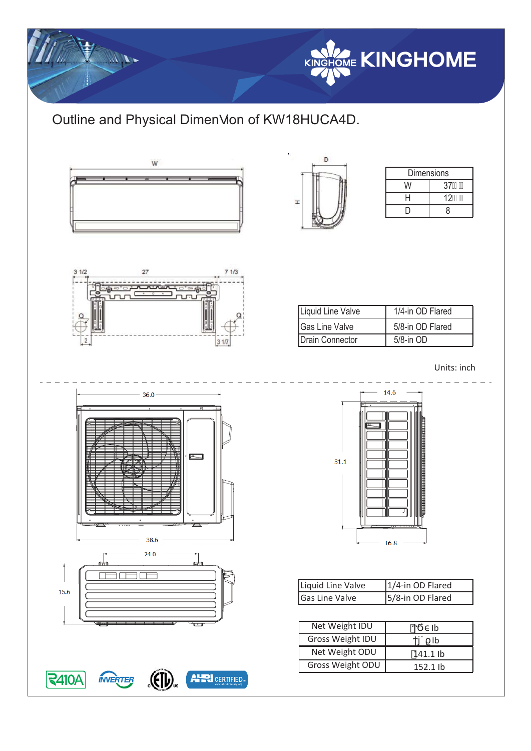# Outline and Physical DimenVion of KW18HUCA4D.

| Dimensions | |
|---|---|
| W | 37 |
| H | 12 |
| D | 8 |

W

D

H

3 1/2 27 7 1/3

2 3 1/7

| | |
|---|---|
| Liquid Line Valve | 1/4-in OD Flared |
| Gas Line Valve | 5/8-in OD Flared |
| Drain Connector | 5/8-in OD |

Units: inch

36.0

38.6

14.6

31.1

16.8

24.0

15.6

| | |
|---|---|
| Liquid Line Valve | 1/4-in OD Flared |
| Gas Line Valve | 5/8-in OD Flared |

| | |
|---|---|
| Net Weight IDU | lb |
| Gross Weight IDU | lb |
| Net Weight ODU | 141.1 lb |
| Gross Weight ODU | 152.1 lb |

R410A INVERTER ETL AHRI CERTIFIED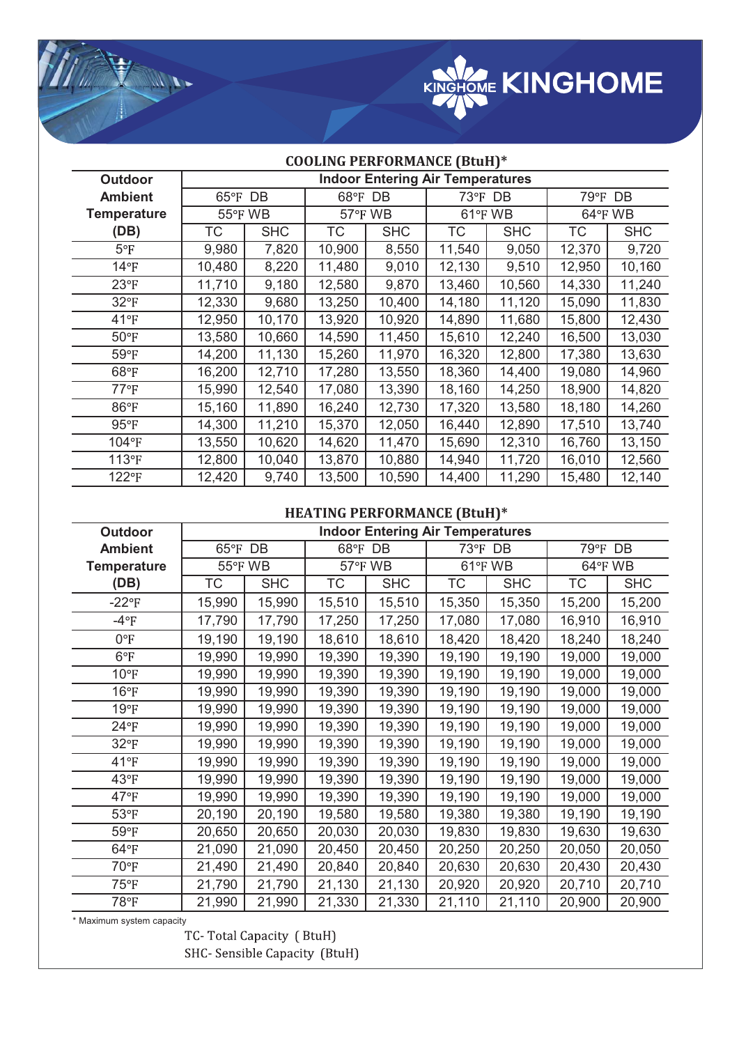## COOLING PERFORMANCE (BtuH)*

| Outdoor Ambient Temperature (DB) | Indoor Entering Air Temperatures | | | | | | | |
|---|---|---|---|---|---|---|---|---|
| | 65°F DB | | 68°F DB | | 73°F DB | | 79°F DB | |
| | 55°F WB | | 57°F WB | | 61°F WB | | 64°F WB | |
| | TC | SHC | TC | SHC | TC | SHC | TC | SHC |
| 5°F | 9,980 | 7,820 | 10,900 | 8,550 | 11,540 | 9,050 | 12,370 | 9,720 |
| 14°F | 10,480 | 8,220 | 11,480 | 9,010 | 12,130 | 9,510 | 12,950 | 10,160 |
| 23°F | 11,710 | 9,180 | 12,580 | 9,870 | 13,460 | 10,560 | 14,330 | 11,240 |
| 32°F | 12,330 | 9,680 | 13,250 | 10,400 | 14,180 | 11,120 | 15,090 | 11,830 |
| 41°F | 12,950 | 10,170 | 13,920 | 10,920 | 14,890 | 11,680 | 15,800 | 12,430 |
| 50°F | 13,580 | 10,660 | 14,590 | 11,450 | 15,610 | 12,240 | 16,500 | 13,030 |
| 59°F | 14,200 | 11,130 | 15,260 | 11,970 | 16,320 | 12,800 | 17,380 | 13,630 |
| 68°F | 16,200 | 12,710 | 17,280 | 13,550 | 18,360 | 14,400 | 19,080 | 14,960 |
| 77°F | 15,990 | 12,540 | 17,080 | 13,390 | 18,160 | 14,250 | 18,900 | 14,820 |
| 86°F | 15,160 | 11,890 | 16,240 | 12,730 | 17,320 | 13,580 | 18,180 | 14,260 |
| 95°F | 14,300 | 11,210 | 15,370 | 12,050 | 16,440 | 12,890 | 17,510 | 13,740 |
| 104°F | 13,550 | 10,620 | 14,620 | 11,470 | 15,690 | 12,310 | 16,760 | 13,150 |
| 113°F | 12,800 | 10,040 | 13,870 | 10,880 | 14,940 | 11,720 | 16,010 | 12,560 |
| 122°F | 12,420 | 9,740 | 13,500 | 10,590 | 14,400 | 11,290 | 15,480 | 12,140 |

## HEATING PERFORMANCE (BtuH)*

| Outdoor Ambient Temperature (DB) | Indoor Entering Air Temperatures | | | | | | | |
|---|---|---|---|---|---|---|---|---|
| | 65°F DB | | 68°F DB | | 73°F DB | | 79°F DB | |
| | 55°F WB | | 57°F WB | | 61°F WB | | 64°F WB | |
| | TC | SHC | TC | SHC | TC | SHC | TC | SHC |
| -22°F | 15,990 | 15,990 | 15,510 | 15,510 | 15,350 | 15,350 | 15,200 | 15,200 |
| -4°F | 17,790 | 17,790 | 17,250 | 17,250 | 17,080 | 17,080 | 16,910 | 16,910 |
| 0°F | 19,190 | 19,190 | 18,610 | 18,610 | 18,420 | 18,420 | 18,240 | 18,240 |
| 6°F | 19,990 | 19,990 | 19,390 | 19,390 | 19,190 | 19,190 | 19,000 | 19,000 |
| 10°F | 19,990 | 19,990 | 19,390 | 19,390 | 19,190 | 19,190 | 19,000 | 19,000 |
| 16°F | 19,990 | 19,990 | 19,390 | 19,390 | 19,190 | 19,190 | 19,000 | 19,000 |
| 19°F | 19,990 | 19,990 | 19,390 | 19,390 | 19,190 | 19,190 | 19,000 | 19,000 |
| 24°F | 19,990 | 19,990 | 19,390 | 19,390 | 19,190 | 19,190 | 19,000 | 19,000 |
| 32°F | 19,990 | 19,990 | 19,390 | 19,390 | 19,190 | 19,190 | 19,000 | 19,000 |
| 41°F | 19,990 | 19,990 | 19,390 | 19,390 | 19,190 | 19,190 | 19,000 | 19,000 |
| 43°F | 19,990 | 19,990 | 19,390 | 19,390 | 19,190 | 19,190 | 19,000 | 19,000 |
| 47°F | 19,990 | 19,990 | 19,390 | 19,390 | 19,190 | 19,190 | 19,000 | 19,000 |
| 53°F | 20,190 | 20,190 | 19,580 | 19,580 | 19,380 | 19,380 | 19,190 | 19,190 |
| 59°F | 20,650 | 20,650 | 20,030 | 20,030 | 19,830 | 19,830 | 19,630 | 19,630 |
| 64°F | 21,090 | 21,090 | 20,450 | 20,450 | 20,250 | 20,250 | 20,050 | 20,050 |
| 70°F | 21,490 | 21,490 | 20,840 | 20,840 | 20,630 | 20,630 | 20,430 | 20,430 |
| 75°F | 21,790 | 21,790 | 21,130 | 21,130 | 20,920 | 20,920 | 20,710 | 20,710 |
| 78°F | 21,990 | 21,990 | 21,330 | 21,330 | 21,110 | 21,110 | 20,900 | 20,900 |

* Maximum system capacity

TC- Total Capacity ( BtuH)

SHC- Sensible Capacity (BtuH)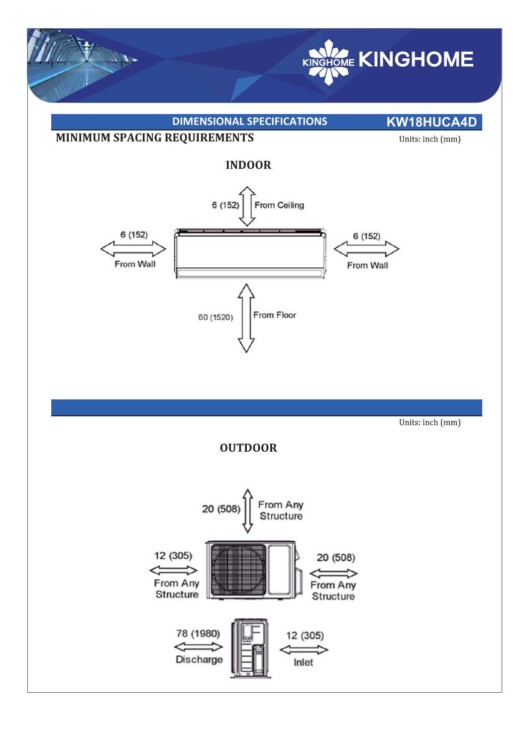## DIMENSIONAL SPECIFICATIONS — KW18HUCA4D

### MINIMUM SPACING REQUIREMENTS

Units: inch (mm)

**INDOOR**

6 (152) From Ceiling

6 (152) From Wall

6 (152) From Wall

60 (1520) From Floor

Units: inch (mm)

**OUTDOOR**

20 (508) From Any Structure

12 (305) From Any Structure

20 (508) From Any Structure

78 (1980) Discharge

12 (305) Inlet